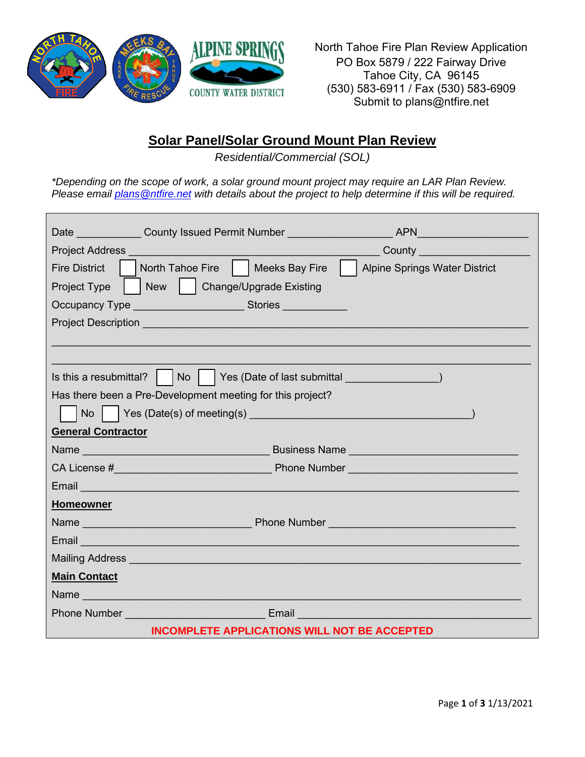North Tahoe Fire Plan Review Application
PO Box 5879 / 222 Fairway Drive
Tahoe City, CA 96145
(530) 583-6911 / Fax (530) 583-6909
Submit to plans@ntfire.net

# Solar Panel/Solar Ground Mount Plan Review

*Residential/Commercial (SOL)*

*\*Depending on the scope of work, a solar ground mount project may require an LAR Plan Review. Please email plans@ntfire.net with details about the project to help determine if this will be required.*

Date ___________ County Issued Permit Number _________________ APN__________________

Project Address ____________________________________________ County __________________

Fire District ☐ North Tahoe Fire ☐ Meeks Bay Fire ☐ Alpine Springs Water District

Project Type ☐ New ☐ Change/Upgrade Existing

Occupancy Type __________________ Stories ___________

Project Description _____________________________________________________________________

_____________________________________________________________________________________

_____________________________________________________________________________________

Is this a resubmittal? ☐ No ☐ Yes (Date of last submittal _______________)

Has there been a Pre-Development meeting for this project?

☐ No ☐ Yes (Date(s) of meeting(s) ____________________________________)

**General Contractor**

Name _________________________________ Business Name ______________________________

CA License #___________________________ Phone Number ______________________________

Email ________________________________________________________________________________

**Homeowner**

Name ______________________________ Phone Number _________________________________

Email ________________________________________________________________________________

Mailing Address ________________________________________________________________________

**Main Contact**

Name _________________________________________________________________________________

Phone Number _________________________ Email _____________________________________________

**INCOMPLETE APPLICATIONS WILL NOT BE ACCEPTED**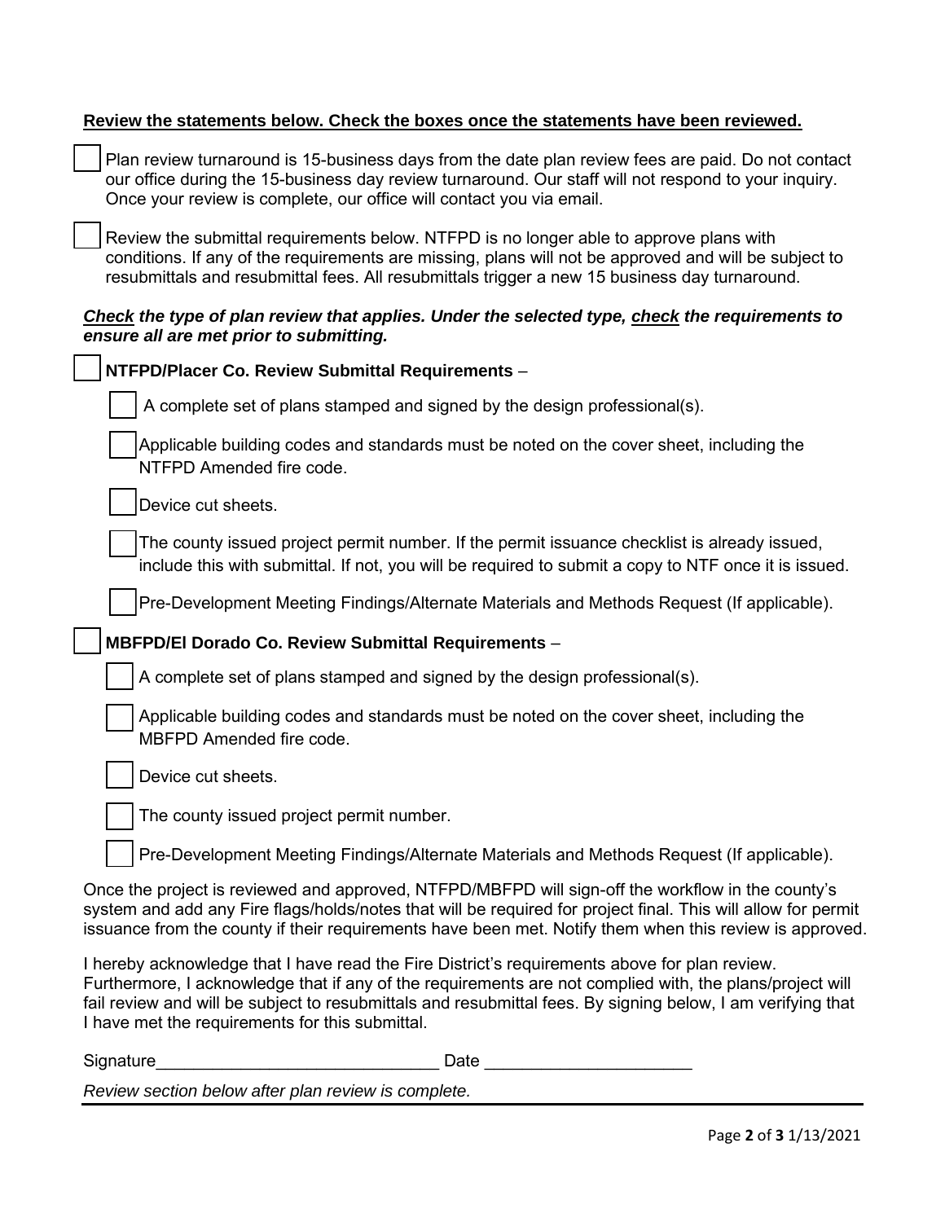**<u>Review the statements below. Check the boxes once the statements have been reviewed.</u>**

- [ ] Plan review turnaround is 15-business days from the date plan review fees are paid. Do not contact our office during the 15-business day review turnaround. Our staff will not respond to your inquiry. Once your review is complete, our office will contact you via email.
- [ ] Review the submittal requirements below. NTFPD is no longer able to approve plans with conditions. If any of the requirements are missing, plans will not be approved and will be subject to resubmittals and resubmittal fees. All resubmittals trigger a new 15 business day turnaround.

***<u>Check</u> the type of plan review that applies. Under the selected type, <u>check</u> the requirements to ensure all are met prior to submitting.***

- [ ] **NTFPD/Placer Co. Review Submittal Requirements** –
  - [ ] A complete set of plans stamped and signed by the design professional(s).
  - [ ] Applicable building codes and standards must be noted on the cover sheet, including the NTFPD Amended fire code.
  - [ ] Device cut sheets.
  - [ ] The county issued project permit number. If the permit issuance checklist is already issued, include this with submittal. If not, you will be required to submit a copy to NTF once it is issued.
  - [ ] Pre-Development Meeting Findings/Alternate Materials and Methods Request (If applicable).
- [ ] **MBFPD/El Dorado Co. Review Submittal Requirements** –
  - [ ] A complete set of plans stamped and signed by the design professional(s).
  - [ ] Applicable building codes and standards must be noted on the cover sheet, including the MBFPD Amended fire code.
  - [ ] Device cut sheets.
  - [ ] The county issued project permit number.
  - [ ] Pre-Development Meeting Findings/Alternate Materials and Methods Request (If applicable).

Once the project is reviewed and approved, NTFPD/MBFPD will sign-off the workflow in the county's system and add any Fire flags/holds/notes that will be required for project final. This will allow for permit issuance from the county if their requirements have been met. Notify them when this review is approved.

I hereby acknowledge that I have read the Fire District's requirements above for plan review. Furthermore, I acknowledge that if any of the requirements are not complied with, the plans/project will fail review and will be subject to resubmittals and resubmittal fees. By signing below, I am verifying that I have met the requirements for this submittal.

Signature______________________________ Date ______________________

*Review section below after plan review is complete.*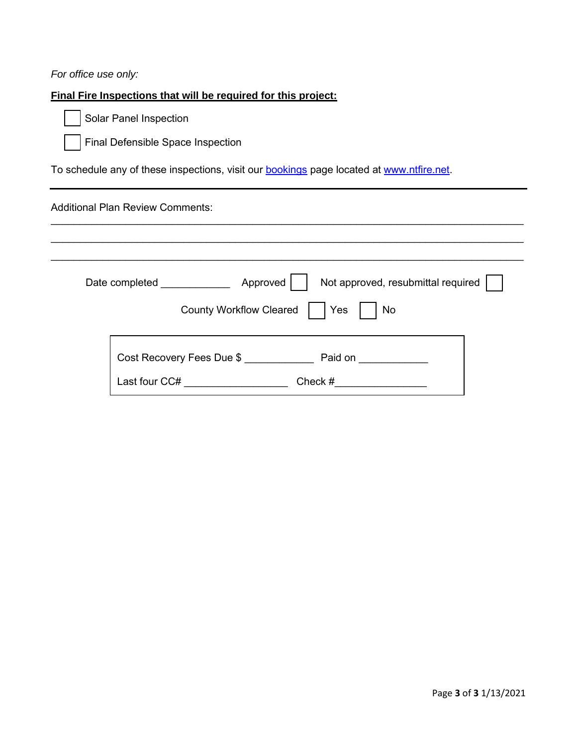*For office use only:*

**Final Fire Inspections that will be required for this project:**

☐ Solar Panel Inspection

☐ Final Defensible Space Inspection

To schedule any of these inspections, visit our bookings page located at www.ntfire.net.

---

Additional Plan Review Comments:

\_\_\_\_\_\_\_\_\_\_\_\_\_\_\_\_\_\_\_\_\_\_\_\_\_\_\_\_\_\_\_\_\_\_\_\_\_\_\_\_\_\_\_\_\_\_\_\_\_\_\_\_\_\_\_\_\_\_\_\_\_\_\_\_\_\_\_\_\_\_\_\_\_\_\_\_

\_\_\_\_\_\_\_\_\_\_\_\_\_\_\_\_\_\_\_\_\_\_\_\_\_\_\_\_\_\_\_\_\_\_\_\_\_\_\_\_\_\_\_\_\_\_\_\_\_\_\_\_\_\_\_\_\_\_\_\_\_\_\_\_\_\_\_\_\_\_\_\_\_\_\_\_

\_\_\_\_\_\_\_\_\_\_\_\_\_\_\_\_\_\_\_\_\_\_\_\_\_\_\_\_\_\_\_\_\_\_\_\_\_\_\_\_\_\_\_\_\_\_\_\_\_\_\_\_\_\_\_\_\_\_\_\_\_\_\_\_\_\_\_\_\_\_\_\_\_\_\_\_

Date completed \_\_\_\_\_\_\_\_\_\_\_\_ Approved ☐ Not approved, resubmittal required ☐

County Workflow Cleared ☐ Yes ☐ No

Cost Recovery Fees Due $ \_\_\_\_\_\_\_\_\_\_\_\_ Paid on \_\_\_\_\_\_\_\_\_\_\_\_

Last four CC# \_\_\_\_\_\_\_\_\_\_\_\_\_\_\_\_\_\_ Check #\_\_\_\_\_\_\_\_\_\_\_\_\_\_\_\_

1/13/2021